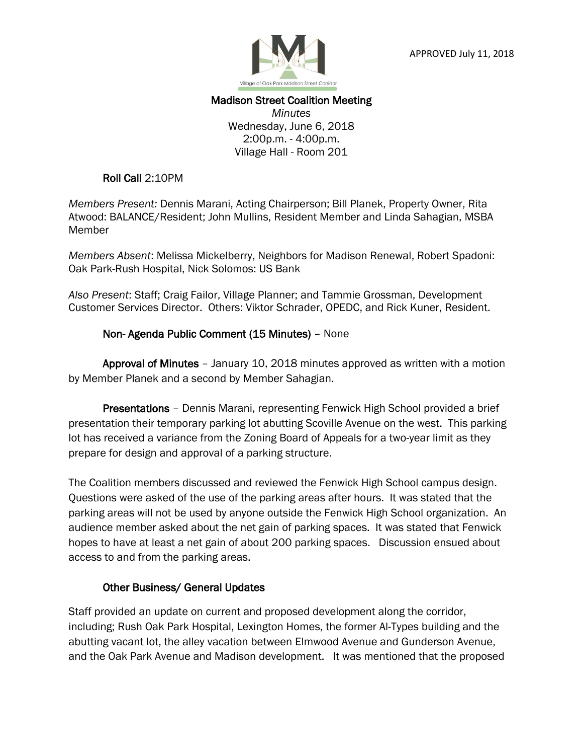APPROVED July 11, 2018

# Madison Street Coalition Meeting

*Minutes*
Wednesday, June 6, 2018
2:00p.m. - 4:00p.m.
Village Hall - Room 201

**Roll Call** 2:10PM

*Members Present:* Dennis Marani, Acting Chairperson; Bill Planek, Property Owner, Rita Atwood: BALANCE/Resident; John Mullins, Resident Member and Linda Sahagian, MSBA Member

*Members Absent*: Melissa Mickelberry, Neighbors for Madison Renewal, Robert Spadoni: Oak Park-Rush Hospital, Nick Solomos: US Bank

*Also Present*: Staff; Craig Failor, Village Planner; and Tammie Grossman, Development Customer Services Director. Others: Viktor Schrader, OPEDC, and Rick Kuner, Resident.

**Non- Agenda Public Comment (15 Minutes)** – None

**Approval of Minutes** – January 10, 2018 minutes approved as written with a motion by Member Planek and a second by Member Sahagian.

**Presentations** – Dennis Marani, representing Fenwick High School provided a brief presentation their temporary parking lot abutting Scoville Avenue on the west. This parking lot has received a variance from the Zoning Board of Appeals for a two-year limit as they prepare for design and approval of a parking structure.

The Coalition members discussed and reviewed the Fenwick High School campus design. Questions were asked of the use of the parking areas after hours. It was stated that the parking areas will not be used by anyone outside the Fenwick High School organization. An audience member asked about the net gain of parking spaces. It was stated that Fenwick hopes to have at least a net gain of about 200 parking spaces. Discussion ensued about access to and from the parking areas.

**Other Business/ General Updates**

Staff provided an update on current and proposed development along the corridor, including; Rush Oak Park Hospital, Lexington Homes, the former Al-Types building and the abutting vacant lot, the alley vacation between Elmwood Avenue and Gunderson Avenue, and the Oak Park Avenue and Madison development. It was mentioned that the proposed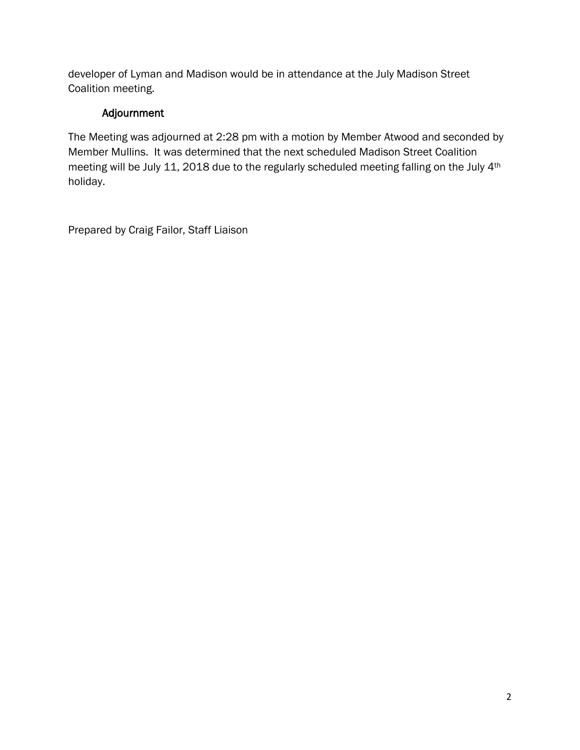developer of Lyman and Madison would be in attendance at the July Madison Street Coalition meeting.

### Adjournment

The Meeting was adjourned at 2:28 pm with a motion by Member Atwood and seconded by Member Mullins. It was determined that the next scheduled Madison Street Coalition meeting will be July 11, 2018 due to the regularly scheduled meeting falling on the July 4th holiday.

Prepared by Craig Failor, Staff Liaison